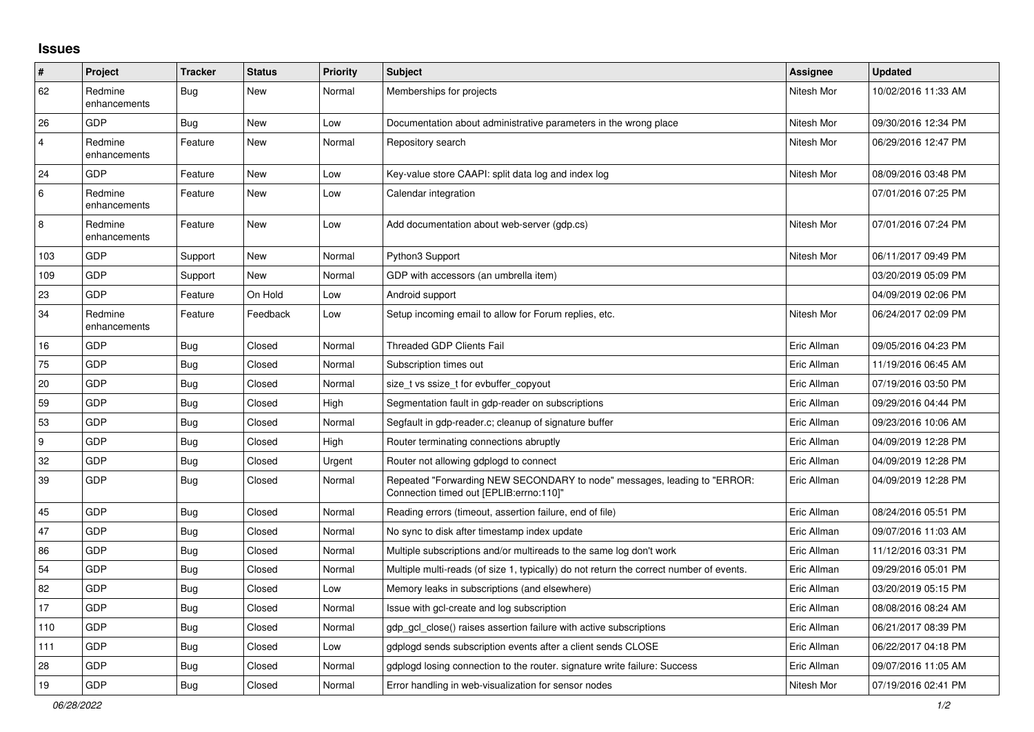# Issues

| # | Project | Tracker | Status | Priority | Subject | Assignee | Updated |
|---|---|---|---|---|---|---|---|
| 62 | Redmine enhancements | Bug | New | Normal | Memberships for projects | Nitesh Mor | 10/02/2016 11:33 AM |
| 26 | GDP | Bug | New | Low | Documentation about administrative parameters in the wrong place | Nitesh Mor | 09/30/2016 12:34 PM |
| 4 | Redmine enhancements | Feature | New | Normal | Repository search | Nitesh Mor | 06/29/2016 12:47 PM |
| 24 | GDP | Feature | New | Low | Key-value store CAAPI: split data log and index log | Nitesh Mor | 08/09/2016 03:48 PM |
| 6 | Redmine enhancements | Feature | New | Low | Calendar integration | | 07/01/2016 07:25 PM |
| 8 | Redmine enhancements | Feature | New | Low | Add documentation about web-server (gdp.cs) | Nitesh Mor | 07/01/2016 07:24 PM |
| 103 | GDP | Support | New | Normal | Python3 Support | Nitesh Mor | 06/11/2017 09:49 PM |
| 109 | GDP | Support | New | Normal | GDP with accessors (an umbrella item) | | 03/20/2019 05:09 PM |
| 23 | GDP | Feature | On Hold | Low | Android support | | 04/09/2019 02:06 PM |
| 34 | Redmine enhancements | Feature | Feedback | Low | Setup incoming email to allow for Forum replies, etc. | Nitesh Mor | 06/24/2017 02:09 PM |
| 16 | GDP | Bug | Closed | Normal | Threaded GDP Clients Fail | Eric Allman | 09/05/2016 04:23 PM |
| 75 | GDP | Bug | Closed | Normal | Subscription times out | Eric Allman | 11/19/2016 06:45 AM |
| 20 | GDP | Bug | Closed | Normal | size_t vs ssize_t for evbuffer_copyout | Eric Allman | 07/19/2016 03:50 PM |
| 59 | GDP | Bug | Closed | High | Segmentation fault in gdp-reader on subscriptions | Eric Allman | 09/29/2016 04:44 PM |
| 53 | GDP | Bug | Closed | Normal | Segfault in gdp-reader.c; cleanup of signature buffer | Eric Allman | 09/23/2016 10:06 AM |
| 9 | GDP | Bug | Closed | High | Router terminating connections abruptly | Eric Allman | 04/09/2019 12:28 PM |
| 32 | GDP | Bug | Closed | Urgent | Router not allowing gdplogd to connect | Eric Allman | 04/09/2019 12:28 PM |
| 39 | GDP | Bug | Closed | Normal | Repeated "Forwarding NEW SECONDARY to node" messages, leading to "ERROR: Connection timed out [EPLIB:errno:110]" | Eric Allman | 04/09/2019 12:28 PM |
| 45 | GDP | Bug | Closed | Normal | Reading errors (timeout, assertion failure, end of file) | Eric Allman | 08/24/2016 05:51 PM |
| 47 | GDP | Bug | Closed | Normal | No sync to disk after timestamp index update | Eric Allman | 09/07/2016 11:03 AM |
| 86 | GDP | Bug | Closed | Normal | Multiple subscriptions and/or multireads to the same log don't work | Eric Allman | 11/12/2016 03:31 PM |
| 54 | GDP | Bug | Closed | Normal | Multiple multi-reads (of size 1, typically) do not return the correct number of events. | Eric Allman | 09/29/2016 05:01 PM |
| 82 | GDP | Bug | Closed | Low | Memory leaks in subscriptions (and elsewhere) | Eric Allman | 03/20/2019 05:15 PM |
| 17 | GDP | Bug | Closed | Normal | Issue with gcl-create and log subscription | Eric Allman | 08/08/2016 08:24 AM |
| 110 | GDP | Bug | Closed | Normal | gdp_gcl_close() raises assertion failure with active subscriptions | Eric Allman | 06/21/2017 08:39 PM |
| 111 | GDP | Bug | Closed | Low | gdplogd sends subscription events after a client sends CLOSE | Eric Allman | 06/22/2017 04:18 PM |
| 28 | GDP | Bug | Closed | Normal | gdplogd losing connection to the router. signature write failure: Success | Eric Allman | 09/07/2016 11:05 AM |
| 19 | GDP | Bug | Closed | Normal | Error handling in web-visualization for sensor nodes | Nitesh Mor | 07/19/2016 02:41 PM |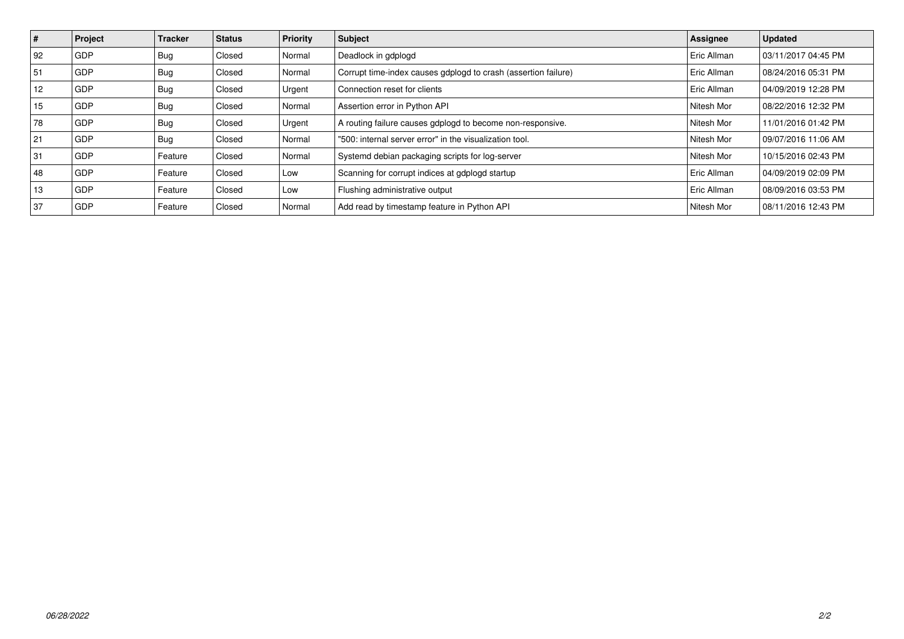| # | Project | Tracker | Status | Priority | Subject | Assignee | Updated |
|---|---|---|---|---|---|---|---|
| 92 | GDP | Bug | Closed | Normal | Deadlock in gdplogd | Eric Allman | 03/11/2017 04:45 PM |
| 51 | GDP | Bug | Closed | Normal | Corrupt time-index causes gdplogd to crash (assertion failure) | Eric Allman | 08/24/2016 05:31 PM |
| 12 | GDP | Bug | Closed | Urgent | Connection reset for clients | Eric Allman | 04/09/2019 12:28 PM |
| 15 | GDP | Bug | Closed | Normal | Assertion error in Python API | Nitesh Mor | 08/22/2016 12:32 PM |
| 78 | GDP | Bug | Closed | Urgent | A routing failure causes gdplogd to become non-responsive. | Nitesh Mor | 11/01/2016 01:42 PM |
| 21 | GDP | Bug | Closed | Normal | "500: internal server error" in the visualization tool. | Nitesh Mor | 09/07/2016 11:06 AM |
| 31 | GDP | Feature | Closed | Normal | Systemd debian packaging scripts for log-server | Nitesh Mor | 10/15/2016 02:43 PM |
| 48 | GDP | Feature | Closed | Low | Scanning for corrupt indices at gdplogd startup | Eric Allman | 04/09/2019 02:09 PM |
| 13 | GDP | Feature | Closed | Low | Flushing administrative output | Eric Allman | 08/09/2016 03:53 PM |
| 37 | GDP | Feature | Closed | Normal | Add read by timestamp feature in Python API | Nitesh Mor | 08/11/2016 12:43 PM |